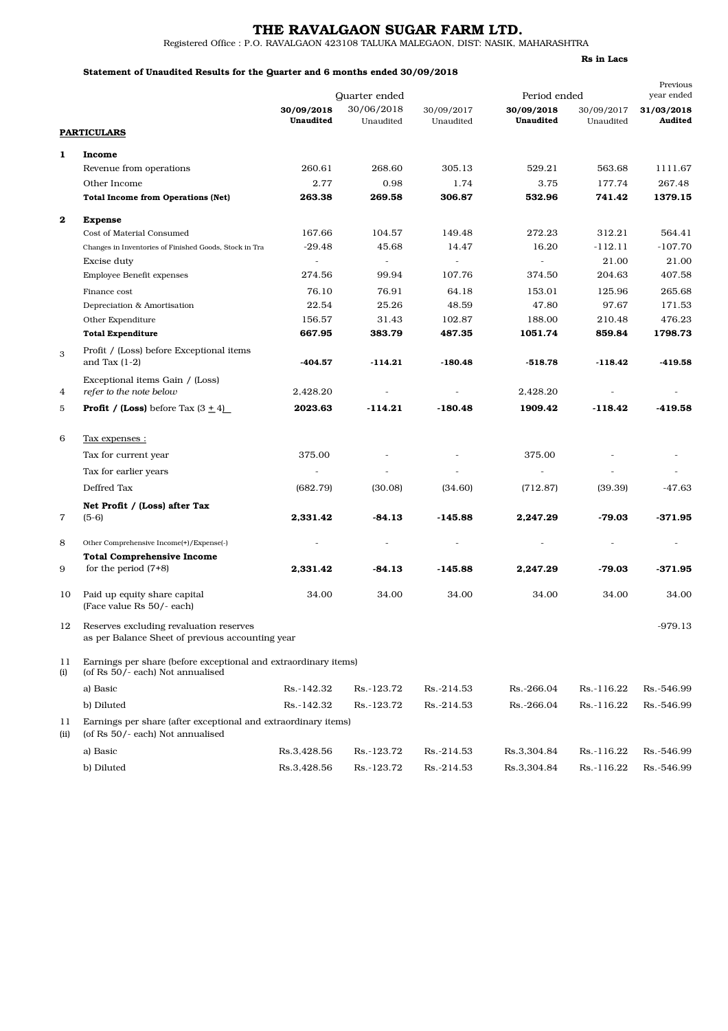# THE RAVALGAON SUGAR FARM LTD.

Registered Office : P.O. RAVALGAON 423108 TALUKA MALEGAON, DIST: NASIK, MAHARASHTRA

**Rs in Lacs**

**Statement of Unaudited Results for the Quarter and 6 months ended 30/09/2018**

| | | Quarter ended | | | Period ended | | Previous year ended |
|---|---|---|---|---|---|---|---|
| | | **30/09/2018 Unaudited** | 30/06/2018 Unaudited | 30/09/2017 Unaudited | **30/09/2018 Unaudited** | 30/09/2017 Unaudited | **31/03/2018 Audited** |
| | **PARTICULARS** | | | | | | |
| **1** | **Income** | | | | | | |
| | Revenue from operations | 260.61 | 268.60 | 305.13 | 529.21 | 563.68 | 1111.67 |
| | Other Income | 2.77 | 0.98 | 1.74 | 3.75 | 177.74 | 267.48 |
| | **Total Income from Operations (Net)** | **263.38** | **269.58** | **306.87** | **532.96** | **741.42** | **1379.15** |
| **2** | **Expense** | | | | | | |
| | Cost of Material Consumed | 167.66 | 104.57 | 149.48 | 272.23 | 312.21 | 564.41 |
| | Changes in Inventories of Finished Goods, Stock in Tra | -29.48 | 45.68 | 14.47 | 16.20 | -112.11 | -107.70 |
| | Excise duty | - | - | - | - | 21.00 | 21.00 |
| | Employee Benefit expenses | 274.56 | 99.94 | 107.76 | 374.50 | 204.63 | 407.58 |
| | Finance cost | 76.10 | 76.91 | 64.18 | 153.01 | 125.96 | 265.68 |
| | Depreciation & Amortisation | 22.54 | 25.26 | 48.59 | 47.80 | 97.67 | 171.53 |
| | Other Expenditure | 156.57 | 31.43 | 102.87 | 188.00 | 210.48 | 476.23 |
| | **Total Expenditure** | **667.95** | **383.79** | **487.35** | **1051.74** | **859.84** | **1798.73** |
| 3 | Profit / (Loss) before Exceptional items and Tax (1-2) | **-404.57** | **-114.21** | **-180.48** | **-518.78** | **-118.42** | **-419.58** |
| 4 | Exceptional items Gain / (Loss) *refer to the note below* | 2,428.20 | - | - | 2,428.20 | - | - |
| 5 | **Profit / (Loss)** before Tax (3 ± 4) | **2023.63** | **-114.21** | **-180.48** | **1909.42** | **-118.42** | **-419.58** |
| 6 | Tax expenses : | | | | | | |
| | Tax for current year | 375.00 | - | - | 375.00 | - | - |
| | Tax for earlier years | - | - | - | - | - | - |
| | Deffred Tax | (682.79) | (30.08) | (34.60) | (712.87) | (39.39) | -47.63 |
| 7 | **Net Profit / (Loss) after Tax** (5-6) | **2,331.42** | **-84.13** | **-145.88** | **2,247.29** | **-79.03** | **-371.95** |
| 8 | Other Comprehensive Income(+)/Expense(-) | - | - | - | - | - | - |
| 9 | **Total Comprehensive Income** for the period (7+8) | **2,331.42** | **-84.13** | **-145.88** | **2,247.29** | **-79.03** | **-371.95** |
| 10 | Paid up equity share capital (Face value Rs 50/- each) | 34.00 | 34.00 | 34.00 | 34.00 | 34.00 | 34.00 |
| 12 | Reserves excluding revaluation reserves as per Balance Sheet of previous accounting year | | | | | | -979.13 |
| 11 (i) | Earnings per share (before exceptional and extraordinary items) (of Rs 50/- each) Not annualised | | | | | | |
| | a) Basic | Rs.-142.32 | Rs.-123.72 | Rs.-214.53 | Rs.-266.04 | Rs.-116.22 | Rs.-546.99 |
| | b) Diluted | Rs.-142.32 | Rs.-123.72 | Rs.-214.53 | Rs.-266.04 | Rs.-116.22 | Rs.-546.99 |
| 11 (ii) | Earnings per share (after exceptional and extraordinary items) (of Rs 50/- each) Not annualised | | | | | | |
| | a) Basic | Rs.3,428.56 | Rs.-123.72 | Rs.-214.53 | Rs.3,304.84 | Rs.-116.22 | Rs.-546.99 |
| | b) Diluted | Rs.3,428.56 | Rs.-123.72 | Rs.-214.53 | Rs.3,304.84 | Rs.-116.22 | Rs.-546.99 |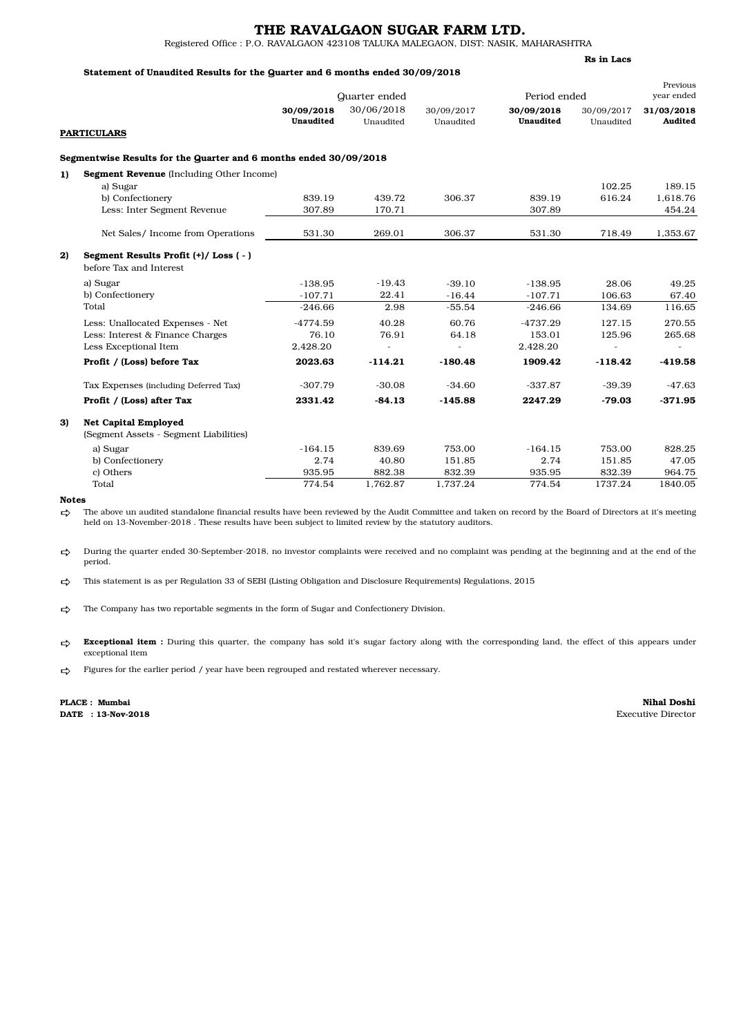# THE RAVALGAON SUGAR FARM LTD.

Registered Office : P.O. RAVALGAON 423108 TALUKA MALEGAON, DIST: NASIK, MAHARASHTRA

**Rs in Lacs**

**Statement of Unaudited Results for the Quarter and 6 months ended 30/09/2018**

| | | Quarter ended | | | Period ended | | Previous year ended |
|---|---|---|---|---|---|---|---|
| | **PARTICULARS** | **30/09/2018 Unaudited** | 30/06/2018 Unaudited | 30/09/2017 Unaudited | **30/09/2018 Unaudited** | 30/09/2017 Unaudited | **31/03/2018 Audited** |
| | **Segmentwise Results for the Quarter and 6 months ended 30/09/2018** | | | | | | |
| **1)** | **Segment Revenue** (Including Other Income) | | | | | | |
| | a) Sugar | | | | | 102.25 | 189.15 |
| | b) Confectionery | 839.19 | 439.72 | 306.37 | 839.19 | 616.24 | 1,618.76 |
| | Less: Inter Segment Revenue | 307.89 | 170.71 | | 307.89 | | 454.24 |
| | Net Sales/ Income from Operations | 531.30 | 269.01 | 306.37 | 531.30 | 718.49 | 1,353.67 |
| **2)** | **Segment Results Profit (+)/ Loss ( - )** before Tax and Interest | | | | | | |
| | a) Sugar | -138.95 | -19.43 | -39.10 | -138.95 | 28.06 | 49.25 |
| | b) Confectionery | -107.71 | 22.41 | -16.44 | -107.71 | 106.63 | 67.40 |
| | Total | -246.66 | 2.98 | -55.54 | -246.66 | 134.69 | 116.65 |
| | Less: Unallocated Expenses - Net | -4774.59 | 40.28 | 60.76 | -4737.29 | 127.15 | 270.55 |
| | Less: Interest & Finance Charges | 76.10 | 76.91 | 64.18 | 153.01 | 125.96 | 265.68 |
| | Less Exceptional Item | 2,428.20 | - | - | 2,428.20 | - | - |
| | **Profit / (Loss) before Tax** | **2023.63** | **-114.21** | **-180.48** | **1909.42** | **-118.42** | **-419.58** |
| | Tax Expenses (including Deferred Tax) | -307.79 | -30.08 | -34.60 | -337.87 | -39.39 | -47.63 |
| | **Profit / (Loss) after Tax** | **2331.42** | **-84.13** | **-145.88** | **2247.29** | **-79.03** | **-371.95** |
| **3)** | **Net Capital Employed** (Segment Assets - Segment Liabilities) | | | | | | |
| | a) Sugar | -164.15 | 839.69 | 753.00 | -164.15 | 753.00 | 828.25 |
| | b) Confectionery | 2.74 | 40.80 | 151.85 | 2.74 | 151.85 | 47.05 |
| | c) Others | 935.95 | 882.38 | 832.39 | 935.95 | 832.39 | 964.75 |
| | Total | 774.54 | 1,762.87 | 1,737.24 | 774.54 | 1737.24 | 1840.05 |

**Notes**

- The above un audited standalone financial results have been reviewed by the Audit Committee and taken on record by the Board of Directors at it's meeting held on 13-November-2018 . These results have been subject to limited review by the statutory auditors.
- During the quarter ended 30-September-2018, no investor complaints were received and no complaint was pending at the beginning and at the end of the period.
- This statement is as per Regulation 33 of SEBI (Listing Obligation and Disclosure Requirements) Regulations, 2015
- The Company has two reportable segments in the form of Sugar and Confectionery Division.
- **Exceptional item :** During this quarter, the company has sold it's sugar factory along with the corresponding land, the effect of this appears under exceptional item
- Figures for the earlier period / year have been regrouped and restated wherever necessary.

**PLACE : Mumbai**
**DATE : 13-Nov-2018**

**Nihal Doshi**
Executive Director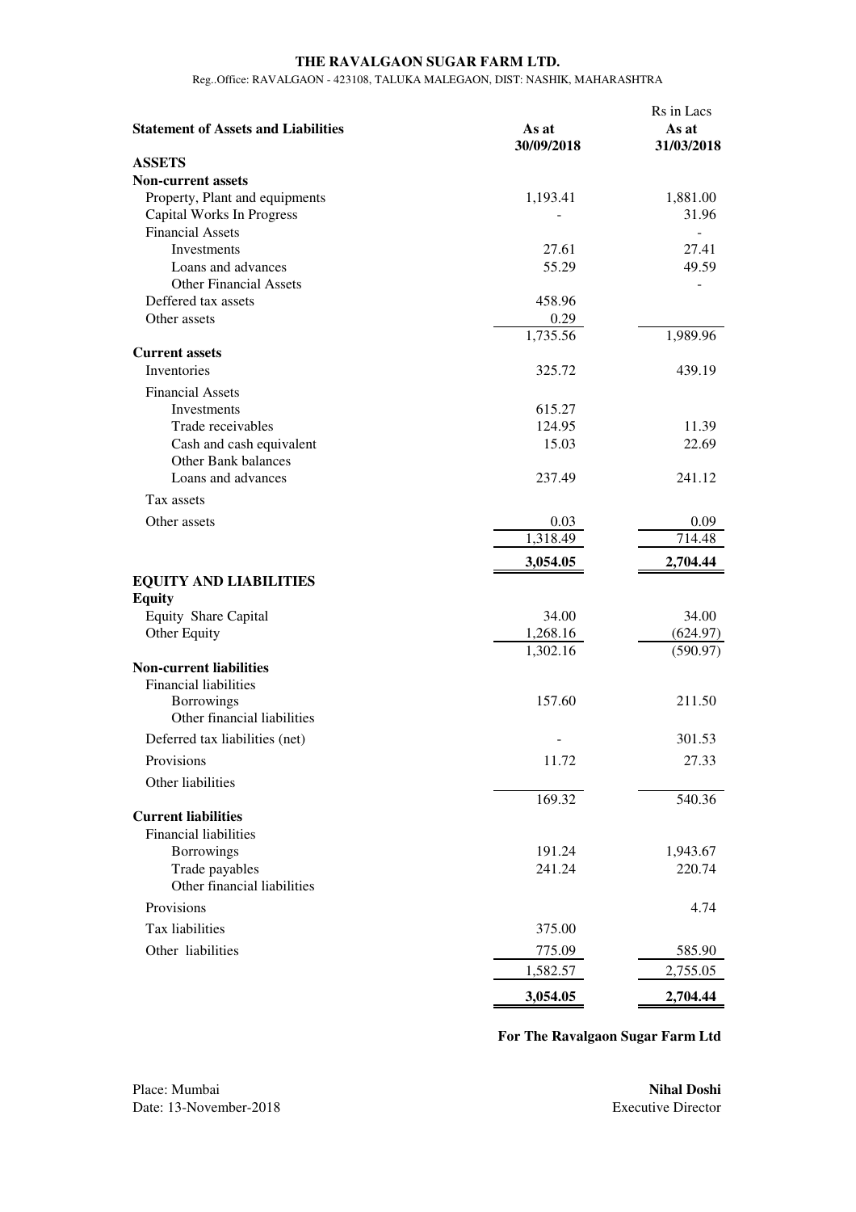**THE RAVALGAON SUGAR FARM LTD.**

Reg..Office: RAVALGAON - 423108, TALUKA MALEGAON, DIST: NASHIK, MAHARASHTRA

| **Statement of Assets and Liabilities** | **As at 30/09/2018** | Rs in Lacs **As at 31/03/2018** |
|---|---|---|
| **ASSETS** | | |
| **Non-current assets** | | |
| Property, Plant and equipments | 1,193.41 | 1,881.00 |
| Capital Works In Progress | - | 31.96 |
| Financial Assets | | - |
| Investments | 27.61 | 27.41 |
| Loans and advances | 55.29 | 49.59 |
| Other Financial Assets | | - |
| Deffered tax assets | 458.96 | |
| Other assets | 0.29 | |
| | 1,735.56 | 1,989.96 |
| **Current assets** | | |
| Inventories | 325.72 | 439.19 |
| Financial Assets | | |
| Investments | 615.27 | |
| Trade receivables | 124.95 | 11.39 |
| Cash and cash equivalent | 15.03 | 22.69 |
| Other Bank balances | | |
| Loans and advances | 237.49 | 241.12 |
| Tax assets | | |
| Other assets | 0.03 | 0.09 |
| | 1,318.49 | 714.48 |
| | **3,054.05** | **2,704.44** |
| **EQUITY AND LIABILITIES** | | |
| **Equity** | | |
| Equity Share Capital | 34.00 | 34.00 |
| Other Equity | 1,268.16 | (624.97) |
| | 1,302.16 | (590.97) |
| **Non-current liabilities** | | |
| Financial liabilities | | |
| Borrowings | 157.60 | 211.50 |
| Other financial liabilities | | |
| Deferred tax liabilities (net) | - | 301.53 |
| Provisions | 11.72 | 27.33 |
| Other liabilities | | |
| | 169.32 | 540.36 |
| **Current liabilities** | | |
| Financial liabilities | | |
| Borrowings | 191.24 | 1,943.67 |
| Trade payables | 241.24 | 220.74 |
| Other financial liabilities | | |
| Provisions | | 4.74 |
| Tax liabilities | 375.00 | |
| Other liabilities | 775.09 | 585.90 |
| | 1,582.57 | 2,755.05 |
| | **3,054.05** | **2,704.44** |

**For The Ravalgaon Sugar Farm Ltd**

Place: Mumbai
Date: 13-November-2018

**Nihal Doshi**
Executive Director